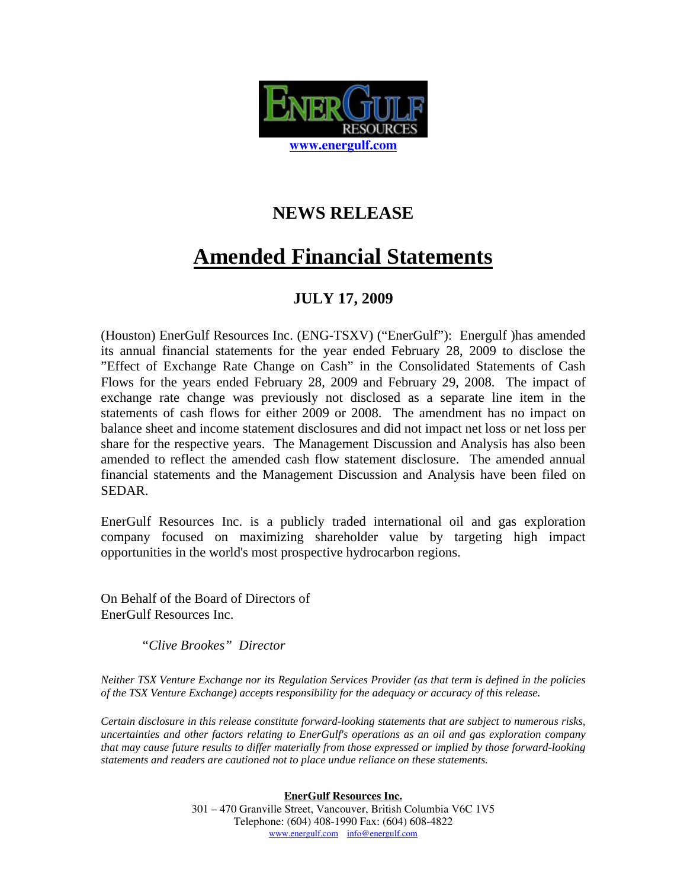ENERGULF RESOURCES

www.energulf.com

# NEWS RELEASE

# Amended Financial Statements

## JULY 17, 2009

(Houston) EnerGulf Resources Inc. (ENG-TSXV) ("EnerGulf"): Energulf )has amended its annual financial statements for the year ended February 28, 2009 to disclose the "Effect of Exchange Rate Change on Cash" in the Consolidated Statements of Cash Flows for the years ended February 28, 2009 and February 29, 2008. The impact of exchange rate change was previously not disclosed as a separate line item in the statements of cash flows for either 2009 or 2008. The amendment has no impact on balance sheet and income statement disclosures and did not impact net loss or net loss per share for the respective years. The Management Discussion and Analysis has also been amended to reflect the amended cash flow statement disclosure. The amended annual financial statements and the Management Discussion and Analysis have been filed on SEDAR.

EnerGulf Resources Inc. is a publicly traded international oil and gas exploration company focused on maximizing shareholder value by targeting high impact opportunities in the world's most prospective hydrocarbon regions.

On Behalf of the Board of Directors of
EnerGulf Resources Inc.

*"Clive Brookes" Director*

*Neither TSX Venture Exchange nor its Regulation Services Provider (as that term is defined in the policies of the TSX Venture Exchange) accepts responsibility for the adequacy or accuracy of this release.*

*Certain disclosure in this release constitute forward-looking statements that are subject to numerous risks, uncertainties and other factors relating to EnerGulf's operations as an oil and gas exploration company that may cause future results to differ materially from those expressed or implied by those forward-looking statements and readers are cautioned not to place undue reliance on these statements.*

**EnerGulf Resources Inc.**
301 – 470 Granville Street, Vancouver, British Columbia V6C 1V5
Telephone: (604) 408-1990 Fax: (604) 608-4822
www.energulf.com info@energulf.com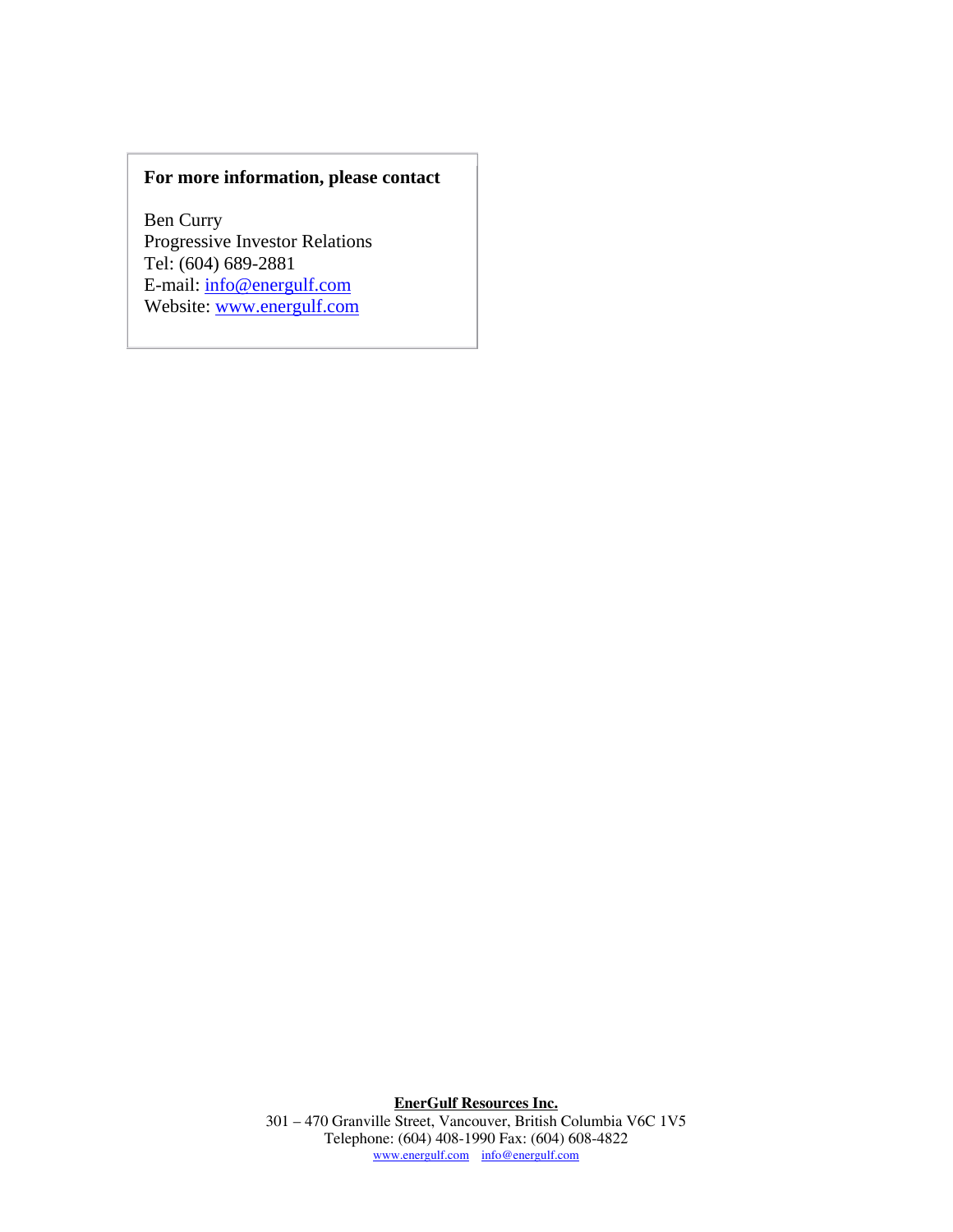**For more information, please contact**

Ben Curry
Progressive Investor Relations
Tel: (604) 689-2881
E-mail: info@energulf.com
Website: www.energulf.com

**EnerGulf Resources Inc.**
301 – 470 Granville Street, Vancouver, British Columbia V6C 1V5
Telephone: (604) 408-1990 Fax: (604) 608-4822
www.energulf.com info@energulf.com